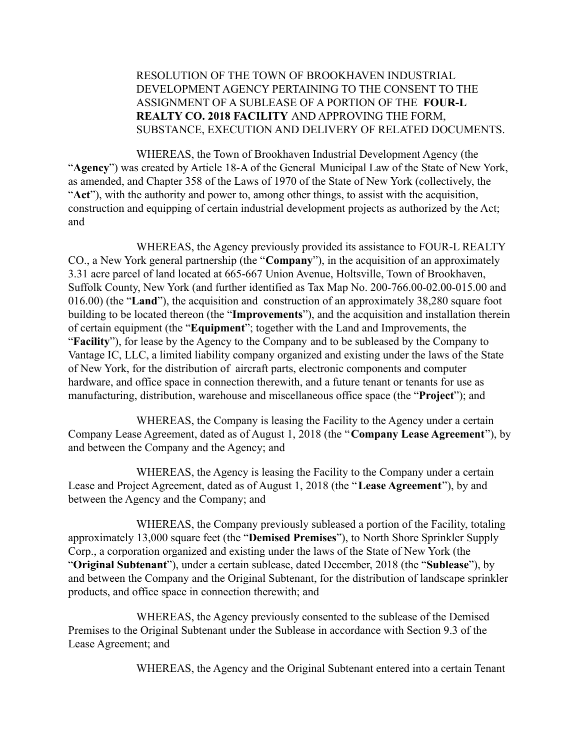RESOLUTION OF THE TOWN OF BROOKHAVEN INDUSTRIAL DEVELOPMENT AGENCY PERTAINING TO THE CONSENT TO THE ASSIGNMENT OF A SUBLEASE OF A PORTION OF THE **FOUR-L REALTY CO. 2018 FACILITY** AND APPROVING THE FORM, SUBSTANCE, EXECUTION AND DELIVERY OF RELATED DOCUMENTS.

WHEREAS, the Town of Brookhaven Industrial Development Agency (the "**Agency**") was created by Article 18-A of the General Municipal Law of the State of New York, as amended, and Chapter 358 of the Laws of 1970 of the State of New York (collectively, the "**Act**"), with the authority and power to, among other things, to assist with the acquisition, construction and equipping of certain industrial development projects as authorized by the Act; and

WHEREAS, the Agency previously provided its assistance to FOUR-L REALTY CO., a New York general partnership (the "**Company**"), in the acquisition of an approximately 3.31 acre parcel of land located at 665-667 Union Avenue, Holtsville, Town of Brookhaven, Suffolk County, New York (and further identified as Tax Map No. 200-766.00-02.00-015.00 and 016.00) (the "**Land**"), the acquisition and construction of an approximately 38,280 square foot building to be located thereon (the "**Improvements**"), and the acquisition and installation therein of certain equipment (the "**Equipment**"; together with the Land and Improvements, the "**Facility**"), for lease by the Agency to the Company and to be subleased by the Company to Vantage IC, LLC, a limited liability company organized and existing under the laws of the State of New York, for the distribution of aircraft parts, electronic components and computer hardware, and office space in connection therewith, and a future tenant or tenants for use as manufacturing, distribution, warehouse and miscellaneous office space (the "**Project**"); and

WHEREAS, the Company is leasing the Facility to the Agency under a certain Company Lease Agreement, dated as of August 1, 2018 (the "**Company Lease Agreement**"), by and between the Company and the Agency; and

WHEREAS, the Agency is leasing the Facility to the Company under a certain Lease and Project Agreement, dated as of August 1, 2018 (the "**Lease Agreement**"), by and between the Agency and the Company; and

WHEREAS, the Company previously subleased a portion of the Facility, totaling approximately 13,000 square feet (the "**Demised Premises**"), to North Shore Sprinkler Supply Corp., a corporation organized and existing under the laws of the State of New York (the "**Original Subtenant**"), under a certain sublease, dated December, 2018 (the "**Sublease**"), by and between the Company and the Original Subtenant, for the distribution of landscape sprinkler products, and office space in connection therewith; and

WHEREAS, the Agency previously consented to the sublease of the Demised Premises to the Original Subtenant under the Sublease in accordance with Section 9.3 of the Lease Agreement; and

WHEREAS, the Agency and the Original Subtenant entered into a certain Tenant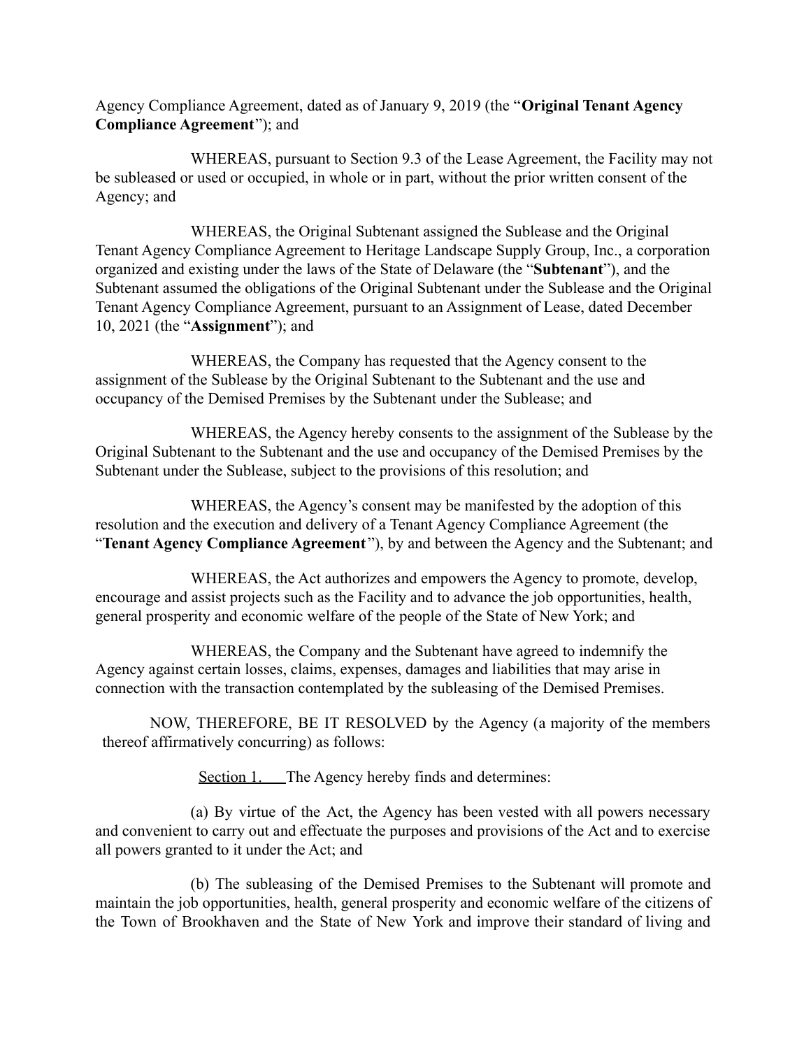Agency Compliance Agreement, dated as of January 9, 2019 (the "**Original Tenant Agency Compliance Agreement**"); and

WHEREAS, pursuant to Section 9.3 of the Lease Agreement, the Facility may not be subleased or used or occupied, in whole or in part, without the prior written consent of the Agency; and

WHEREAS, the Original Subtenant assigned the Sublease and the Original Tenant Agency Compliance Agreement to Heritage Landscape Supply Group, Inc., a corporation organized and existing under the laws of the State of Delaware (the "**Subtenant**"), and the Subtenant assumed the obligations of the Original Subtenant under the Sublease and the Original Tenant Agency Compliance Agreement, pursuant to an Assignment of Lease, dated December 10, 2021 (the "**Assignment**"); and

WHEREAS, the Company has requested that the Agency consent to the assignment of the Sublease by the Original Subtenant to the Subtenant and the use and occupancy of the Demised Premises by the Subtenant under the Sublease; and

WHEREAS, the Agency hereby consents to the assignment of the Sublease by the Original Subtenant to the Subtenant and the use and occupancy of the Demised Premises by the Subtenant under the Sublease, subject to the provisions of this resolution; and

WHEREAS, the Agency's consent may be manifested by the adoption of this resolution and the execution and delivery of a Tenant Agency Compliance Agreement (the "**Tenant Agency Compliance Agreement**"), by and between the Agency and the Subtenant; and

WHEREAS, the Act authorizes and empowers the Agency to promote, develop, encourage and assist projects such as the Facility and to advance the job opportunities, health, general prosperity and economic welfare of the people of the State of New York; and

WHEREAS, the Company and the Subtenant have agreed to indemnify the Agency against certain losses, claims, expenses, damages and liabilities that may arise in connection with the transaction contemplated by the subleasing of the Demised Premises.

NOW, THEREFORE, BE IT RESOLVED by the Agency (a majority of the members thereof affirmatively concurring) as follows:

Section 1. The Agency hereby finds and determines:

(a) By virtue of the Act, the Agency has been vested with all powers necessary and convenient to carry out and effectuate the purposes and provisions of the Act and to exercise all powers granted to it under the Act; and

(b) The subleasing of the Demised Premises to the Subtenant will promote and maintain the job opportunities, health, general prosperity and economic welfare of the citizens of the Town of Brookhaven and the State of New York and improve their standard of living and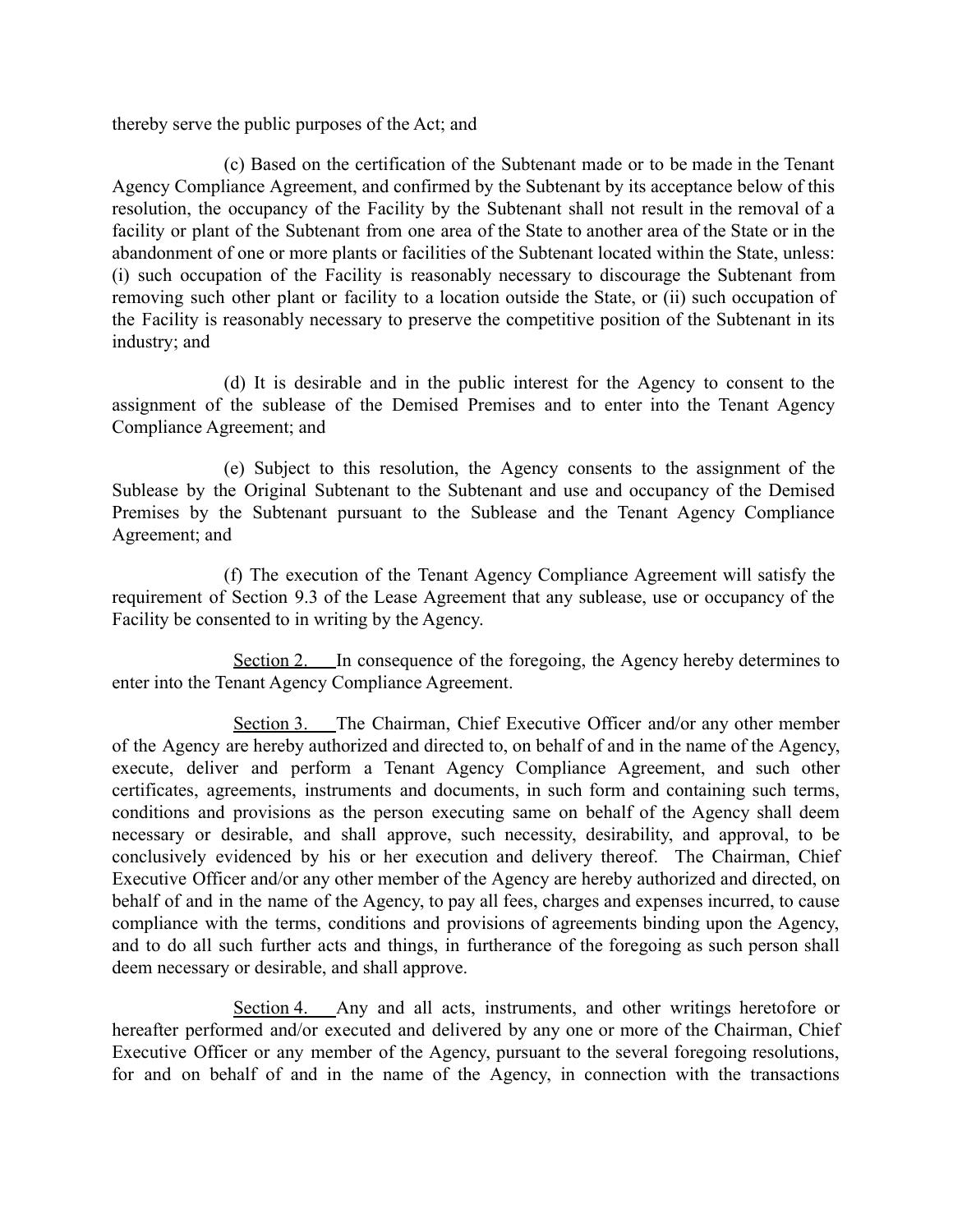thereby serve the public purposes of the Act; and

(c) Based on the certification of the Subtenant made or to be made in the Tenant Agency Compliance Agreement, and confirmed by the Subtenant by its acceptance below of this resolution, the occupancy of the Facility by the Subtenant shall not result in the removal of a facility or plant of the Subtenant from one area of the State to another area of the State or in the abandonment of one or more plants or facilities of the Subtenant located within the State, unless: (i) such occupation of the Facility is reasonably necessary to discourage the Subtenant from removing such other plant or facility to a location outside the State, or (ii) such occupation of the Facility is reasonably necessary to preserve the competitive position of the Subtenant in its industry; and

(d) It is desirable and in the public interest for the Agency to consent to the assignment of the sublease of the Demised Premises and to enter into the Tenant Agency Compliance Agreement; and

(e) Subject to this resolution, the Agency consents to the assignment of the Sublease by the Original Subtenant to the Subtenant and use and occupancy of the Demised Premises by the Subtenant pursuant to the Sublease and the Tenant Agency Compliance Agreement; and

(f) The execution of the Tenant Agency Compliance Agreement will satisfy the requirement of Section 9.3 of the Lease Agreement that any sublease, use or occupancy of the Facility be consented to in writing by the Agency.

Section 2. In consequence of the foregoing, the Agency hereby determines to enter into the Tenant Agency Compliance Agreement.

Section 3. The Chairman, Chief Executive Officer and/or any other member of the Agency are hereby authorized and directed to, on behalf of and in the name of the Agency, execute, deliver and perform a Tenant Agency Compliance Agreement, and such other certificates, agreements, instruments and documents, in such form and containing such terms, conditions and provisions as the person executing same on behalf of the Agency shall deem necessary or desirable, and shall approve, such necessity, desirability, and approval, to be conclusively evidenced by his or her execution and delivery thereof. The Chairman, Chief Executive Officer and/or any other member of the Agency are hereby authorized and directed, on behalf of and in the name of the Agency, to pay all fees, charges and expenses incurred, to cause compliance with the terms, conditions and provisions of agreements binding upon the Agency, and to do all such further acts and things, in furtherance of the foregoing as such person shall deem necessary or desirable, and shall approve.

Section 4. Any and all acts, instruments, and other writings heretofore or hereafter performed and/or executed and delivered by any one or more of the Chairman, Chief Executive Officer or any member of the Agency, pursuant to the several foregoing resolutions, for and on behalf of and in the name of the Agency, in connection with the transactions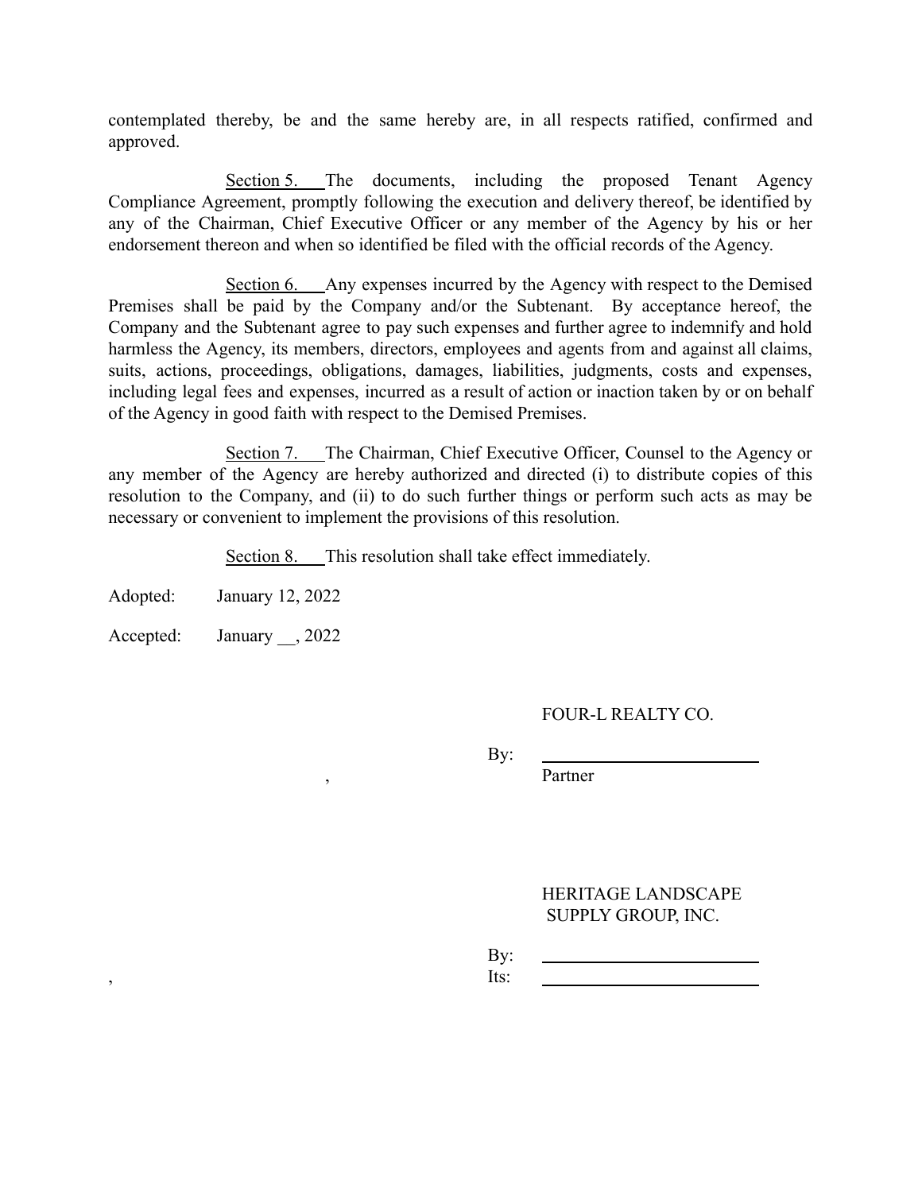contemplated thereby, be and the same hereby are, in all respects ratified, confirmed and approved.

Section 5. The documents, including the proposed Tenant Agency Compliance Agreement, promptly following the execution and delivery thereof, be identified by any of the Chairman, Chief Executive Officer or any member of the Agency by his or her endorsement thereon and when so identified be filed with the official records of the Agency.

Section 6. Any expenses incurred by the Agency with respect to the Demised Premises shall be paid by the Company and/or the Subtenant. By acceptance hereof, the Company and the Subtenant agree to pay such expenses and further agree to indemnify and hold harmless the Agency, its members, directors, employees and agents from and against all claims, suits, actions, proceedings, obligations, damages, liabilities, judgments, costs and expenses, including legal fees and expenses, incurred as a result of action or inaction taken by or on behalf of the Agency in good faith with respect to the Demised Premises.

Section 7. The Chairman, Chief Executive Officer, Counsel to the Agency or any member of the Agency are hereby authorized and directed (i) to distribute copies of this resolution to the Company, and (ii) to do such further things or perform such acts as may be necessary or convenient to implement the provisions of this resolution.

Section 8. This resolution shall take effect immediately.

Adopted: January 12, 2022

Accepted: January __, 2022

FOUR-L REALTY CO.

By: ________________________
Partner

HERITAGE LANDSCAPE SUPPLY GROUP, INC.

By: ________________________
Its: ________________________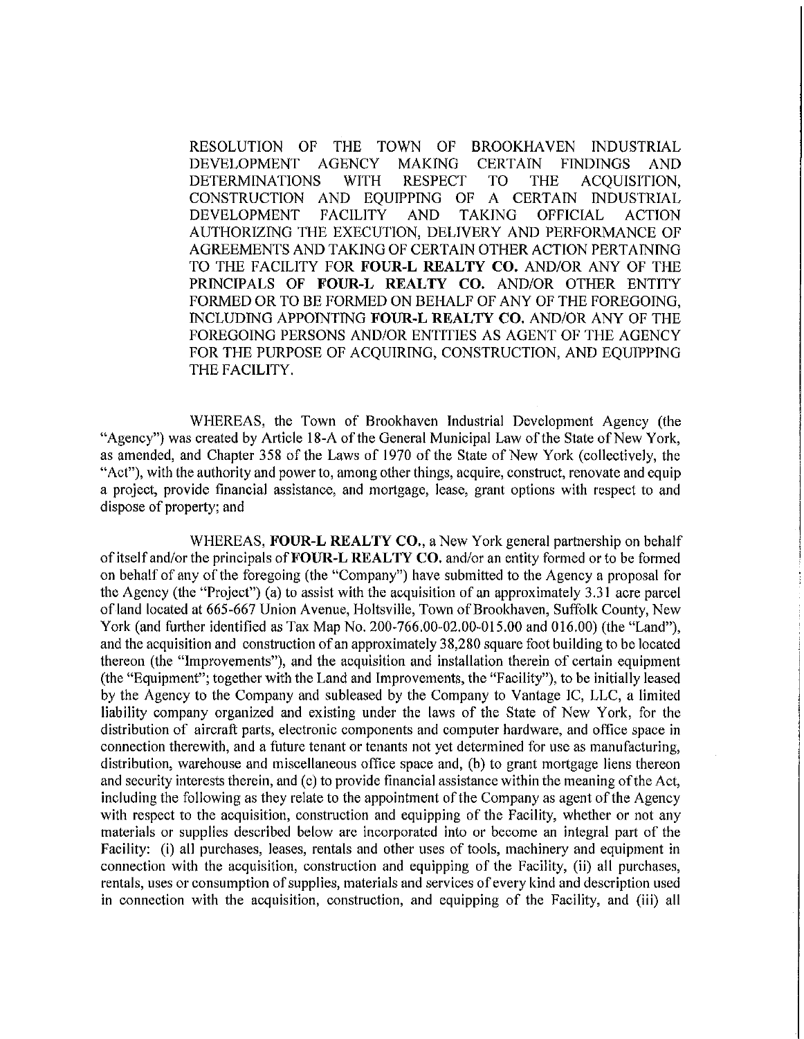RESOLUTION OF THE TOWN OF BROOKHAVEN INDUSTRIAL DEVELOPMENT AGENCY MAKING CERTAIN FINDINGS AND DETERMINATIONS WITH RESPECT TO THE ACQUISITION, CONSTRUCTION AND EQUIPPING OF A CERTAIN INDUSTRIAL DEVELOPMENT FACILITY AND TAKING OFFICIAL ACTION AUTHORIZING THE EXECUTION, DELIVERY AND PERFORMANCE OF AGREEMENTS AND TAKING OF CERTAIN OTHER ACTION PERTAINING TO THE FACILITY FOR **FOUR-L REALTY CO.** AND/OR ANY OF THE PRINCIPALS OF **FOUR-L REALTY CO.** AND/OR OTHER ENTITY FORMED OR TO BE FORMED ON BEHALF OF ANY OF THE FOREGOING, INCLUDING APPOINTING **FOUR-L REALTY CO.** AND/OR ANY OF THE FOREGOING PERSONS AND/OR ENTITIES AS AGENT OF THE AGENCY FOR THE PURPOSE OF ACQUIRING, CONSTRUCTION, AND EQUIPPING THE FACILITY.

WHEREAS, the Town of Brookhaven Industrial Development Agency (the "Agency") was created by Article 18-A of the General Municipal Law of the State of New York, as amended, and Chapter 358 of the Laws of 1970 of the State of New York (collectively, the "Act"), with the authority and power to, among other things, acquire, construct, renovate and equip a project, provide financial assistance, and mortgage, lease, grant options with respect to and dispose of property; and

WHEREAS, **FOUR-L REALTY CO.**, a New York general partnership on behalf of itself and/or the principals of **FOUR-L REALTY CO.** and/or an entity formed or to be formed on behalf of any of the foregoing (the "Company") have submitted to the Agency a proposal for the Agency (the "Project") (a) to assist with the acquisition of an approximately 3.31 acre parcel of land located at 665-667 Union Avenue, Holtsville, Town of Brookhaven, Suffolk County, New York (and further identified as Tax Map No. 200-766.00-02.00-015.00 and 016.00) (the "Land"), and the acquisition and construction of an approximately 38,280 square foot building to be located thereon (the "Improvements"), and the acquisition and installation therein of certain equipment (the "Equipment"; together with the Land and Improvements, the "Facility"), to be initially leased by the Agency to the Company and subleased by the Company to Vantage IC, LLC, a limited liability company organized and existing under the laws of the State of New York, for the distribution of aircraft parts, electronic components and computer hardware, and office space in connection therewith, and a future tenant or tenants not yet determined for use as manufacturing, distribution, warehouse and miscellaneous office space and, (b) to grant mortgage liens thereon and security interests therein, and (c) to provide financial assistance within the meaning of the Act, including the following as they relate to the appointment of the Company as agent of the Agency with respect to the acquisition, construction and equipping of the Facility, whether or not any materials or supplies described below are incorporated into or become an integral part of the Facility: (i) all purchases, leases, rentals and other uses of tools, machinery and equipment in connection with the acquisition, construction and equipping of the Facility, (ii) all purchases, rentals, uses or consumption of supplies, materials and services of every kind and description used in connection with the acquisition, construction, and equipping of the Facility, and (iii) all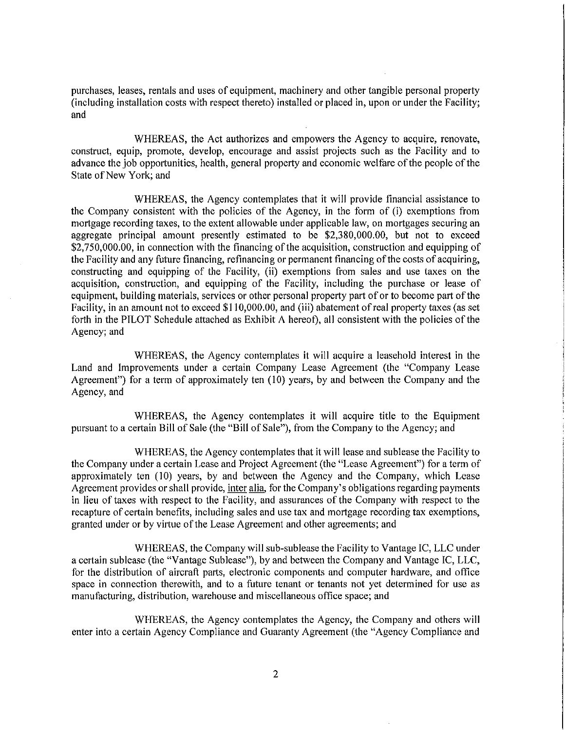purchases, leases, rentals and uses of equipment, machinery and other tangible personal property (including installation costs with respect thereto) installed or placed in, upon or under the Facility; and

WHEREAS, the Act authorizes and empowers the Agency to acquire, renovate, construct, equip, promote, develop, encourage and assist projects such as the Facility and to advance the job opportunities, health, general property and economic welfare of the people of the State of New York; and

WHEREAS, the Agency contemplates that it will provide financial assistance to the Company consistent with the policies of the Agency, in the form of (i) exemptions from mortgage recording taxes, to the extent allowable under applicable law, on mortgages securing an aggregate principal amount presently estimated to be $2,380,000.00, but not to exceed $2,750,000.00, in connection with the financing of the acquisition, construction and equipping of the Facility and any future financing, refinancing or permanent financing of the costs of acquiring, constructing and equipping of the Facility, (ii) exemptions from sales and use taxes on the acquisition, construction, and equipping of the Facility, including the purchase or lease of equipment, building materials, services or other personal property part of or to become part of the Facility, in an amount not to exceed $110,000.00, and (iii) abatement of real property taxes (as set forth in the PILOT Schedule attached as Exhibit A hereof), all consistent with the policies of the Agency; and

WHEREAS, the Agency contemplates it will acquire a leasehold interest in the Land and Improvements under a certain Company Lease Agreement (the "Company Lease Agreement") for a term of approximately ten (10) years, by and between the Company and the Agency, and

WHEREAS, the Agency contemplates it will acquire title to the Equipment pursuant to a certain Bill of Sale (the "Bill of Sale"), from the Company to the Agency; and

WHEREAS, the Agency contemplates that it will lease and sublease the Facility to the Company under a certain Lease and Project Agreement (the "Lease Agreement") for a term of approximately ten (10) years, by and between the Agency and the Company, which Lease Agreement provides or shall provide, inter alia, for the Company's obligations regarding payments in lieu of taxes with respect to the Facility, and assurances of the Company with respect to the recapture of certain benefits, including sales and use tax and mortgage recording tax exemptions, granted under or by virtue of the Lease Agreement and other agreements; and

WHEREAS, the Company will sub-sublease the Facility to Vantage IC, LLC under a certain sublease (the "Vantage Sublease"), by and between the Company and Vantage IC, LLC, for the distribution of aircraft parts, electronic components and computer hardware, and office space in connection therewith, and to a future tenant or tenants not yet determined for use as manufacturing, distribution, warehouse and miscellaneous office space; and

WHEREAS, the Agency contemplates the Agency, the Company and others will enter into a certain Agency Compliance and Guaranty Agreement (the "Agency Compliance and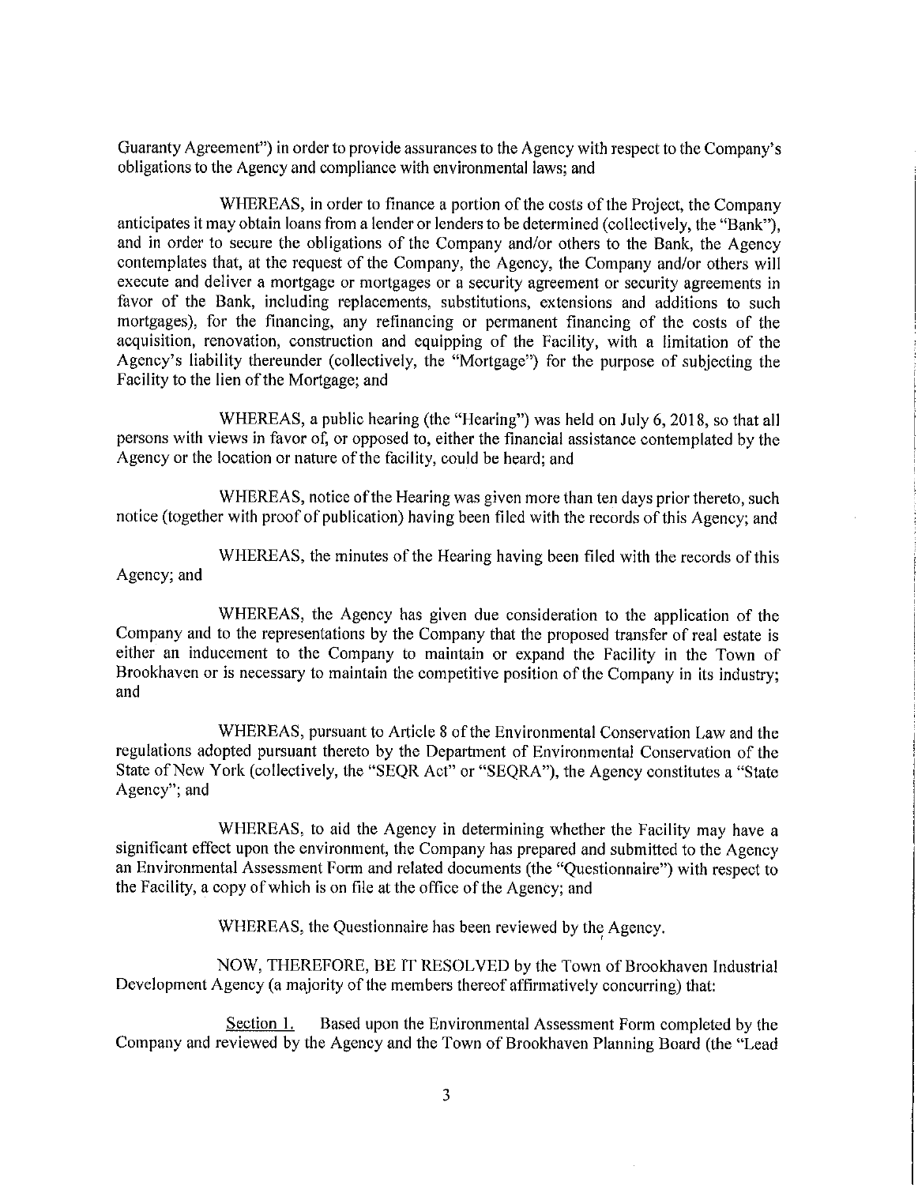Guaranty Agreement") in order to provide assurances to the Agency with respect to the Company's obligations to the Agency and compliance with environmental laws; and

WHEREAS, in order to finance a portion of the costs of the Project, the Company anticipates it may obtain loans from a lender or lenders to be determined (collectively, the "Bank"), and in order to secure the obligations of the Company and/or others to the Bank, the Agency contemplates that, at the request of the Company, the Agency, the Company and/or others will execute and deliver a mortgage or mortgages or a security agreement or security agreements in favor of the Bank, including replacements, substitutions, extensions and additions to such mortgages), for the financing, any refinancing or permanent financing of the costs of the acquisition, renovation, construction and equipping of the Facility, with a limitation of the Agency's liability thereunder (collectively, the "Mortgage") for the purpose of subjecting the Facility to the lien of the Mortgage; and

WHEREAS, a public hearing (the "Hearing") was held on July 6, 2018, so that all persons with views in favor of, or opposed to, either the financial assistance contemplated by the Agency or the location or nature of the facility, could be heard; and

WHEREAS, notice of the Hearing was given more than ten days prior thereto, such notice (together with proof of publication) having been filed with the records of this Agency; and

WHEREAS, the minutes of the Hearing having been filed with the records of this Agency; and

WHEREAS, the Agency has given due consideration to the application of the Company and to the representations by the Company that the proposed transfer of real estate is either an inducement to the Company to maintain or expand the Facility in the Town of Brookhaven or is necessary to maintain the competitive position of the Company in its industry; and

WHEREAS, pursuant to Article 8 of the Environmental Conservation Law and the regulations adopted pursuant thereto by the Department of Environmental Conservation of the State of New York (collectively, the "SEQR Act" or "SEQRA"), the Agency constitutes a "State Agency"; and

WHEREAS, to aid the Agency in determining whether the Facility may have a significant effect upon the environment, the Company has prepared and submitted to the Agency an Environmental Assessment Form and related documents (the "Questionnaire") with respect to the Facility, a copy of which is on file at the office of the Agency; and

WHEREAS, the Questionnaire has been reviewed by the Agency.

NOW, THEREFORE, BE IT RESOLVED by the Town of Brookhaven Industrial Development Agency (a majority of the members thereof affirmatively concurring) that:

Section 1. Based upon the Environmental Assessment Form completed by the Company and reviewed by the Agency and the Town of Brookhaven Planning Board (the "Lead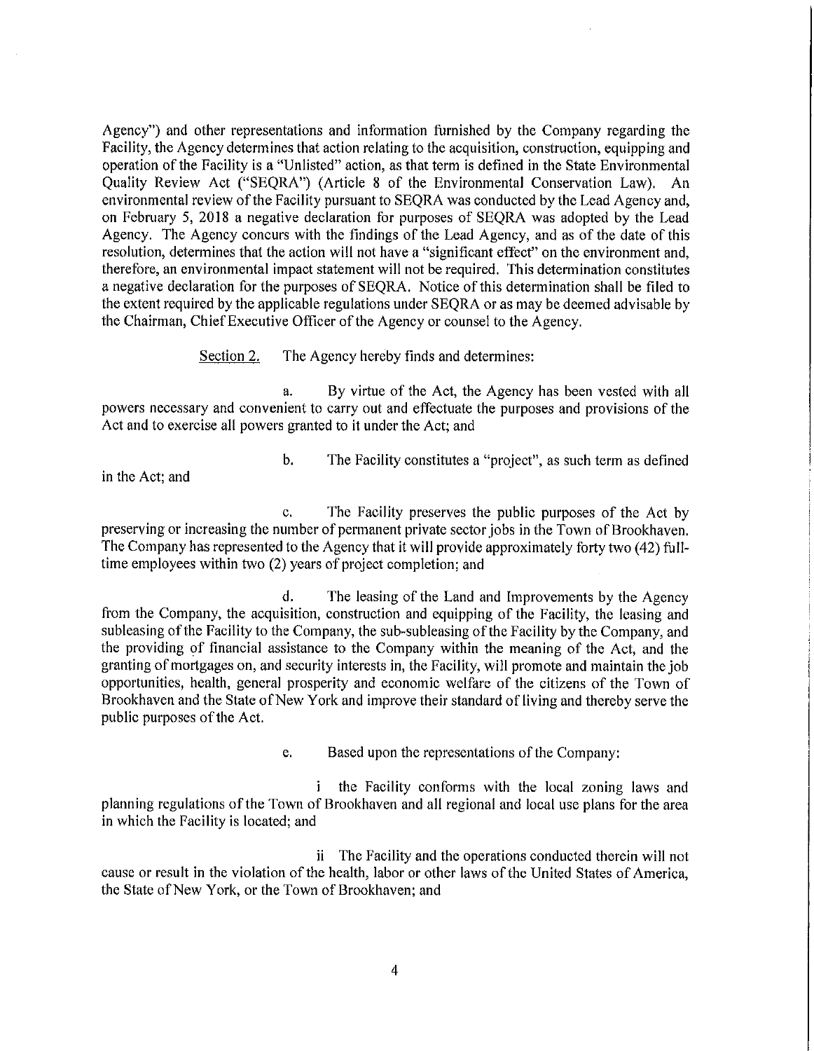Agency") and other representations and information furnished by the Company regarding the Facility, the Agency determines that action relating to the acquisition, construction, equipping and operation of the Facility is a "Unlisted" action, as that term is defined in the State Environmental Quality Review Act ("SEQRA") (Article 8 of the Environmental Conservation Law). An environmental review of the Facility pursuant to SEQRA was conducted by the Lead Agency and, on February 5, 2018 a negative declaration for purposes of SEQRA was adopted by the Lead Agency. The Agency concurs with the findings of the Lead Agency, and as of the date of this resolution, determines that the action will not have a "significant effect" on the environment and, therefore, an environmental impact statement will not be required. This determination constitutes a negative declaration for the purposes of SEQRA. Notice of this determination shall be filed to the extent required by the applicable regulations under SEQRA or as may be deemed advisable by the Chairman, Chief Executive Officer of the Agency or counsel to the Agency.

Section 2. The Agency hereby finds and determines:

a. By virtue of the Act, the Agency has been vested with all powers necessary and convenient to carry out and effectuate the purposes and provisions of the Act and to exercise all powers granted to it under the Act; and

b. The Facility constitutes a "project", as such term as defined in the Act; and

c. The Facility preserves the public purposes of the Act by preserving or increasing the number of permanent private sector jobs in the Town of Brookhaven. The Company has represented to the Agency that it will provide approximately forty two (42) full-time employees within two (2) years of project completion; and

d. The leasing of the Land and Improvements by the Agency from the Company, the acquisition, construction and equipping of the Facility, the leasing and subleasing of the Facility to the Company, the sub-subleasing of the Facility by the Company, and the providing of financial assistance to the Company within the meaning of the Act, and the granting of mortgages on, and security interests in, the Facility, will promote and maintain the job opportunities, health, general prosperity and economic welfare of the citizens of the Town of Brookhaven and the State of New York and improve their standard of living and thereby serve the public purposes of the Act.

e. Based upon the representations of the Company:

i the Facility conforms with the local zoning laws and planning regulations of the Town of Brookhaven and all regional and local use plans for the area in which the Facility is located; and

ii The Facility and the operations conducted therein will not cause or result in the violation of the health, labor or other laws of the United States of America, the State of New York, or the Town of Brookhaven; and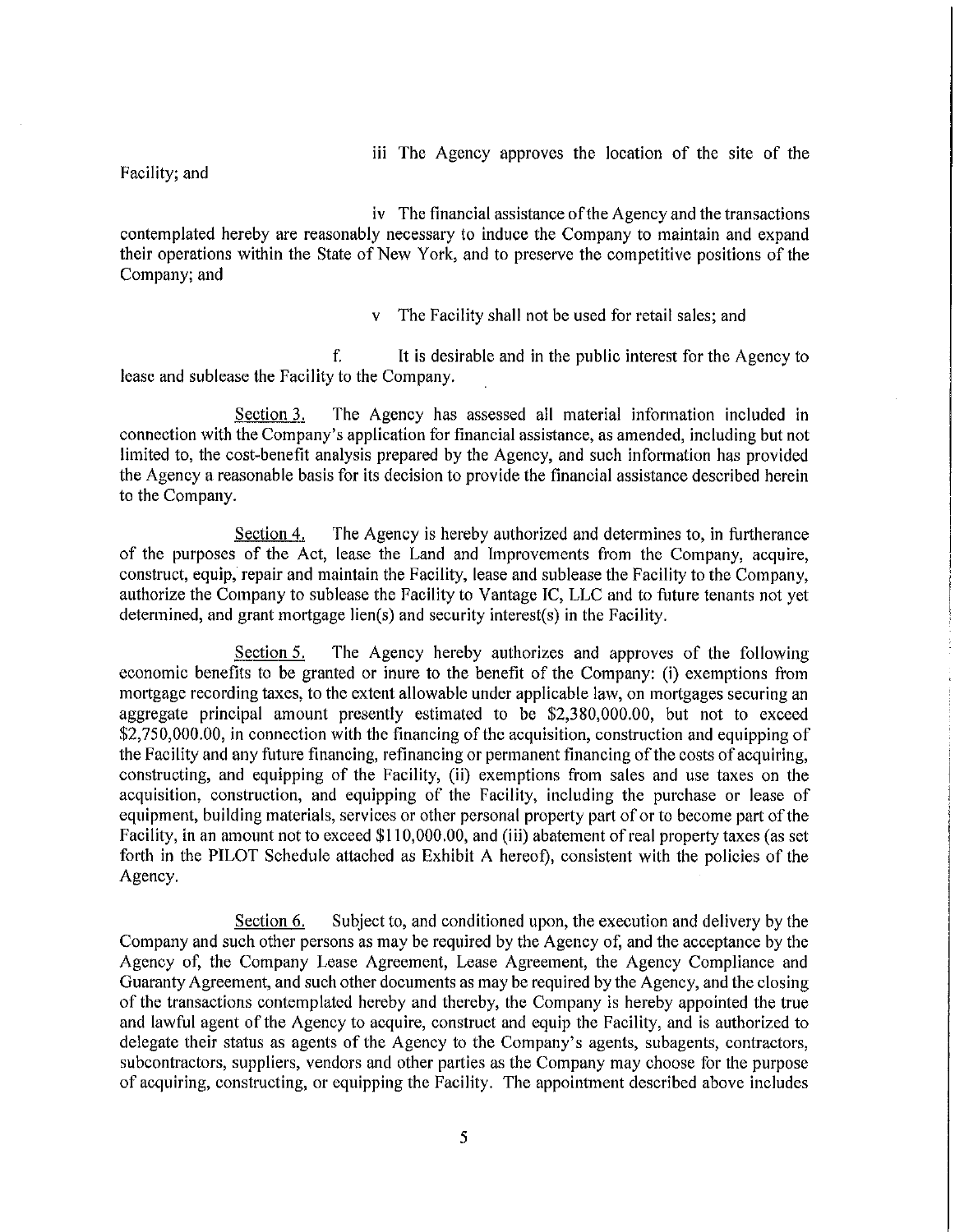iii The Agency approves the location of the site of the Facility; and

iv The financial assistance of the Agency and the transactions contemplated hereby are reasonably necessary to induce the Company to maintain and expand their operations within the State of New York, and to preserve the competitive positions of the Company; and

v The Facility shall not be used for retail sales; and

f. It is desirable and in the public interest for the Agency to lease and sublease the Facility to the Company.

Section 3. The Agency has assessed all material information included in connection with the Company's application for financial assistance, as amended, including but not limited to, the cost-benefit analysis prepared by the Agency, and such information has provided the Agency a reasonable basis for its decision to provide the financial assistance described herein to the Company.

Section 4. The Agency is hereby authorized and determines to, in furtherance of the purposes of the Act, lease the Land and Improvements from the Company, acquire, construct, equip, repair and maintain the Facility, lease and sublease the Facility to the Company, authorize the Company to sublease the Facility to Vantage IC, LLC and to future tenants not yet determined, and grant mortgage lien(s) and security interest(s) in the Facility.

Section 5. The Agency hereby authorizes and approves of the following economic benefits to be granted or inure to the benefit of the Company: (i) exemptions from mortgage recording taxes, to the extent allowable under applicable law, on mortgages securing an aggregate principal amount presently estimated to be $2,380,000.00, but not to exceed $2,750,000.00, in connection with the financing of the acquisition, construction and equipping of the Facility and any future financing, refinancing or permanent financing of the costs of acquiring, constructing, and equipping of the Facility, (ii) exemptions from sales and use taxes on the acquisition, construction, and equipping of the Facility, including the purchase or lease of equipment, building materials, services or other personal property part of or to become part of the Facility, in an amount not to exceed $110,000.00, and (iii) abatement of real property taxes (as set forth in the PILOT Schedule attached as Exhibit A hereof), consistent with the policies of the Agency.

Section 6. Subject to, and conditioned upon, the execution and delivery by the Company and such other persons as may be required by the Agency of, and the acceptance by the Agency of, the Company Lease Agreement, Lease Agreement, the Agency Compliance and Guaranty Agreement, and such other documents as may be required by the Agency, and the closing of the transactions contemplated hereby and thereby, the Company is hereby appointed the true and lawful agent of the Agency to acquire, construct and equip the Facility, and is authorized to delegate their status as agents of the Agency to the Company's agents, subagents, contractors, subcontractors, suppliers, vendors and other parties as the Company may choose for the purpose of acquiring, constructing, or equipping the Facility. The appointment described above includes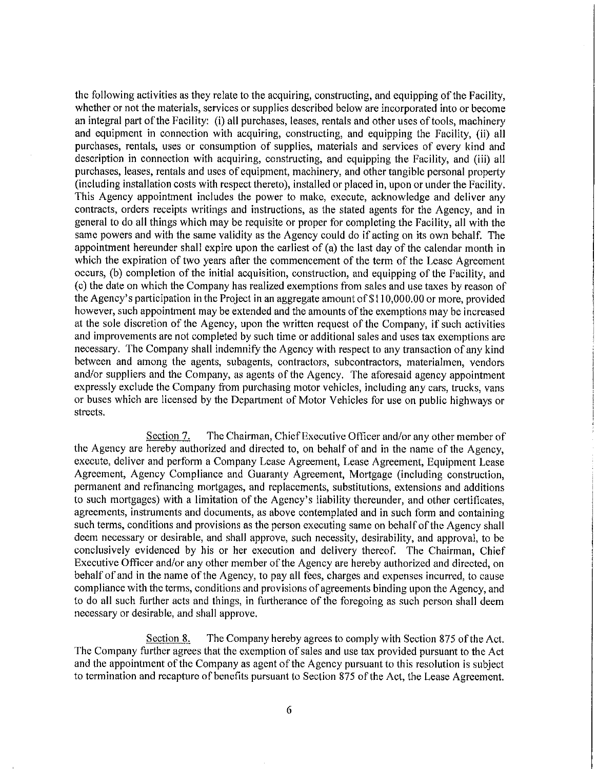the following activities as they relate to the acquiring, constructing, and equipping of the Facility, whether or not the materials, services or supplies described below are incorporated into or become an integral part of the Facility: (i) all purchases, leases, rentals and other uses of tools, machinery and equipment in connection with acquiring, constructing, and equipping the Facility, (ii) all purchases, rentals, uses or consumption of supplies, materials and services of every kind and description in connection with acquiring, constructing, and equipping the Facility, and (iii) all purchases, leases, rentals and uses of equipment, machinery, and other tangible personal property (including installation costs with respect thereto), installed or placed in, upon or under the Facility. This Agency appointment includes the power to make, execute, acknowledge and deliver any contracts, orders receipts writings and instructions, as the stated agents for the Agency, and in general to do all things which may be requisite or proper for completing the Facility, all with the same powers and with the same validity as the Agency could do if acting on its own behalf. The appointment hereunder shall expire upon the earliest of (a) the last day of the calendar month in which the expiration of two years after the commencement of the term of the Lease Agreement occurs, (b) completion of the initial acquisition, construction, and equipping of the Facility, and (c) the date on which the Company has realized exemptions from sales and use taxes by reason of the Agency's participation in the Project in an aggregate amount of $110,000.00 or more, provided however, such appointment may be extended and the amounts of the exemptions may be increased at the sole discretion of the Agency, upon the written request of the Company, if such activities and improvements are not completed by such time or additional sales and uses tax exemptions are necessary. The Company shall indemnify the Agency with respect to any transaction of any kind between and among the agents, subagents, contractors, subcontractors, materialmen, vendors and/or suppliers and the Company, as agents of the Agency. The aforesaid agency appointment expressly exclude the Company from purchasing motor vehicles, including any cars, trucks, vans or buses which are licensed by the Department of Motor Vehicles for use on public highways or streets.

Section 7. The Chairman, Chief Executive Officer and/or any other member of the Agency are hereby authorized and directed to, on behalf of and in the name of the Agency, execute, deliver and perform a Company Lease Agreement, Lease Agreement, Equipment Lease Agreement, Agency Compliance and Guaranty Agreement, Mortgage (including construction, permanent and refinancing mortgages, and replacements, substitutions, extensions and additions to such mortgages) with a limitation of the Agency's liability thereunder, and other certificates, agreements, instruments and documents, as above contemplated and in such form and containing such terms, conditions and provisions as the person executing same on behalf of the Agency shall deem necessary or desirable, and shall approve, such necessity, desirability, and approval, to be conclusively evidenced by his or her execution and delivery thereof. The Chairman, Chief Executive Officer and/or any other member of the Agency are hereby authorized and directed, on behalf of and in the name of the Agency, to pay all fees, charges and expenses incurred, to cause compliance with the terms, conditions and provisions of agreements binding upon the Agency, and to do all such further acts and things, in furtherance of the foregoing as such person shall deem necessary or desirable, and shall approve.

Section 8. The Company hereby agrees to comply with Section 875 of the Act. The Company further agrees that the exemption of sales and use tax provided pursuant to the Act and the appointment of the Company as agent of the Agency pursuant to this resolution is subject to termination and recapture of benefits pursuant to Section 875 of the Act, the Lease Agreement.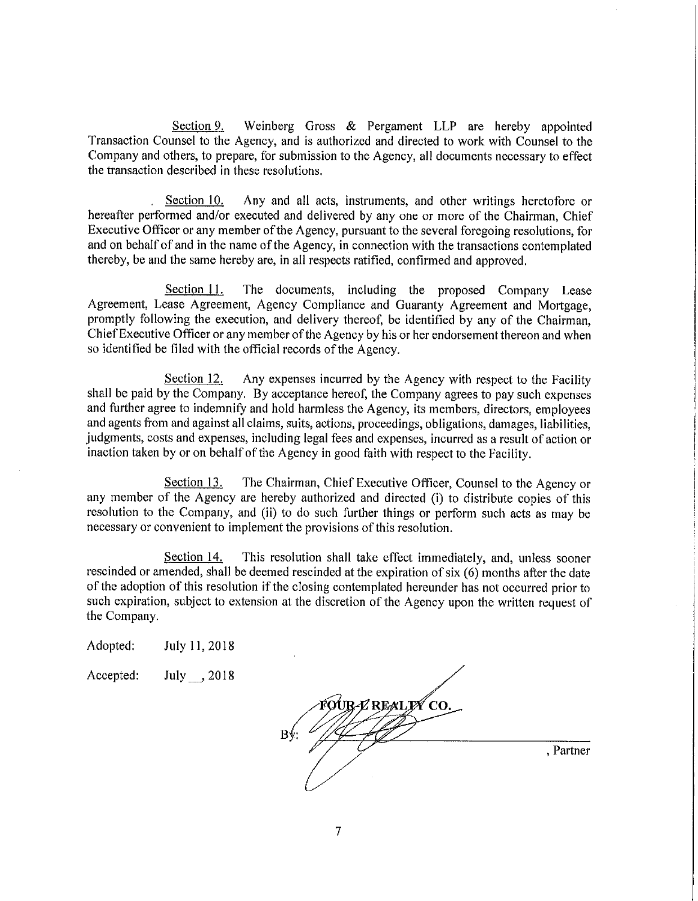Section 9. Weinberg Gross & Pergament LLP are hereby appointed Transaction Counsel to the Agency, and is authorized and directed to work with Counsel to the Company and others, to prepare, for submission to the Agency, all documents necessary to effect the transaction described in these resolutions.

Section 10. Any and all acts, instruments, and other writings heretofore or hereafter performed and/or executed and delivered by any one or more of the Chairman, Chief Executive Officer or any member of the Agency, pursuant to the several foregoing resolutions, for and on behalf of and in the name of the Agency, in connection with the transactions contemplated thereby, be and the same hereby are, in all respects ratified, confirmed and approved.

Section 11. The documents, including the proposed Company Lease Agreement, Lease Agreement, Agency Compliance and Guaranty Agreement and Mortgage, promptly following the execution, and delivery thereof, be identified by any of the Chairman, Chief Executive Officer or any member of the Agency by his or her endorsement thereon and when so identified be filed with the official records of the Agency.

Section 12. Any expenses incurred by the Agency with respect to the Facility shall be paid by the Company. By acceptance hereof, the Company agrees to pay such expenses and further agree to indemnify and hold harmless the Agency, its members, directors, employees and agents from and against all claims, suits, actions, proceedings, obligations, damages, liabilities, judgments, costs and expenses, including legal fees and expenses, incurred as a result of action or inaction taken by or on behalf of the Agency in good faith with respect to the Facility.

Section 13. The Chairman, Chief Executive Officer, Counsel to the Agency or any member of the Agency are hereby authorized and directed (i) to distribute copies of this resolution to the Company, and (ii) to do such further things or perform such acts as may be necessary or convenient to implement the provisions of this resolution.

Section 14. This resolution shall take effect immediately, and, unless sooner rescinded or amended, shall be deemed rescinded at the expiration of six (6) months after the date of the adoption of this resolution if the closing contemplated hereunder has not occurred prior to such expiration, subject to extension at the discretion of the Agency upon the written request of the Company.

Adopted: July 11, 2018

Accepted: July __, 2018

FOUR-E REALTY CO.

By: ______________________________, Partner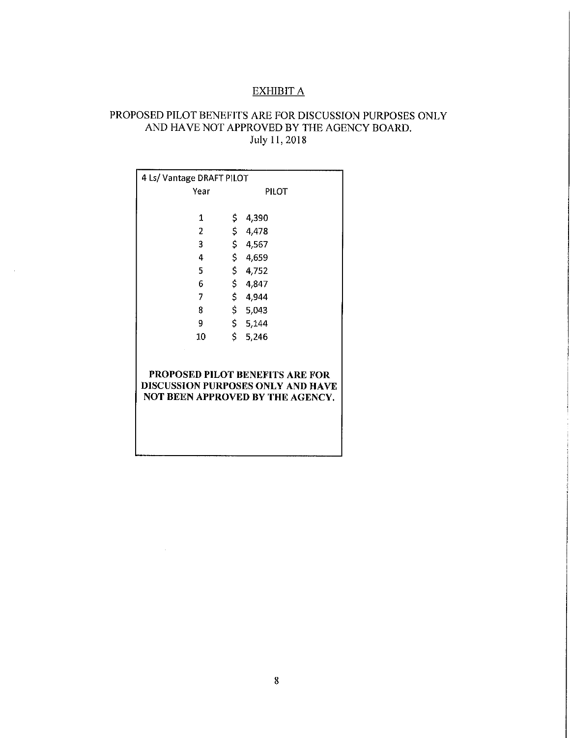# EXHIBIT A

PROPOSED PILOT BENEFITS ARE FOR DISCUSSION PURPOSES ONLY AND HAVE NOT APPROVED BY THE AGENCY BOARD.
July 11, 2018

4 Ls/ Vantage DRAFT PILOT

| Year | PILOT |
|---|---|
| 1 | $ 4,390 |
| 2 | $ 4,478 |
| 3 | $ 4,567 |
| 4 | $ 4,659 |
| 5 | $ 4,752 |
| 6 | $ 4,847 |
| 7 | $ 4,944 |
| 8 | $ 5,043 |
| 9 | $ 5,144 |
| 10 | $ 5,246 |

**PROPOSED PILOT BENEFITS ARE FOR DISCUSSION PURPOSES ONLY AND HAVE NOT BEEN APPROVED BY THE AGENCY.**